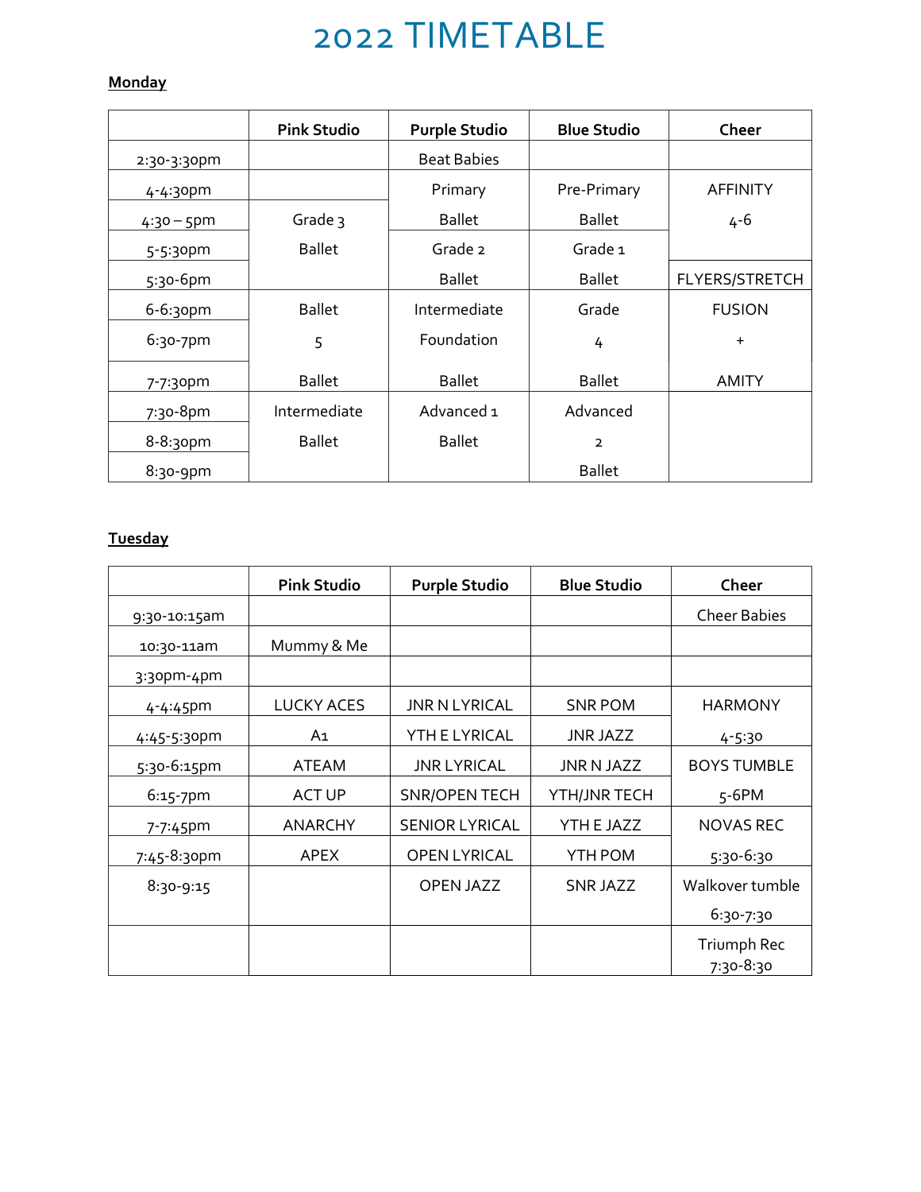# 2022 TIMETABLE

**Monday**

| | Pink Studio | Purple Studio | Blue Studio | Cheer |
|---|---|---|---|---|
| 2:30-3:30pm | | Beat Babies | | |
| 4-4:30pm | | Primary | Pre-Primary | AFFINITY |
| 4:30 – 5pm | Grade 3 | Ballet | Ballet | 4-6 |
| 5-5:30pm | Ballet | Grade 2 | Grade 1 | |
| 5:30-6pm | | Ballet | Ballet | FLYERS/STRETCH |
| 6-6:30pm | Ballet | Intermediate | Grade | FUSION |
| 6:30-7pm | 5 | Foundation | 4 | + |
| 7-7:30pm | Ballet | Ballet | Ballet | AMITY |
| 7:30-8pm | Intermediate | Advanced 1 | Advanced | |
| 8-8:30pm | Ballet | Ballet | 2 | |
| 8:30-9pm | | | Ballet | |

**Tuesday**

| | Pink Studio | Purple Studio | Blue Studio | Cheer |
|---|---|---|---|---|
| 9:30-10:15am | | | | Cheer Babies |
| 10:30-11am | Mummy & Me | | | |
| 3:30pm-4pm | | | | |
| 4-4:45pm | LUCKY ACES | JNR N LYRICAL | SNR POM | HARMONY |
| 4:45-5:30pm | A1 | YTH E LYRICAL | JNR JAZZ | 4-5:30 |
| 5:30-6:15pm | ATEAM | JNR LYRICAL | JNR N JAZZ | BOYS TUMBLE |
| 6:15-7pm | ACT UP | SNR/OPEN TECH | YTH/JNR TECH | 5-6PM |
| 7-7:45pm | ANARCHY | SENIOR LYRICAL | YTH E JAZZ | NOVAS REC |
| 7:45-8:30pm | APEX | OPEN LYRICAL | YTH POM | 5:30-6:30 |
| 8:30-9:15 | | OPEN JAZZ | SNR JAZZ | Walkover tumble 6:30-7:30 |
| | | | | Triumph Rec 7:30-8:30 |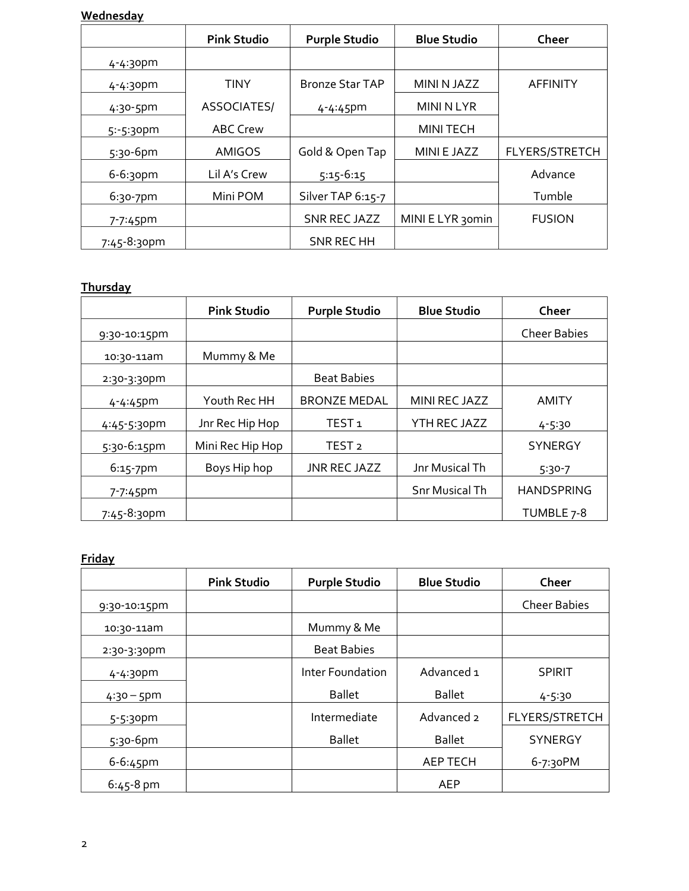**Wednesday**

| | Pink Studio | Purple Studio | Blue Studio | Cheer |
|---|---|---|---|---|
| 4-4:30pm | | | | |
| 4-4:30pm | TINY | Bronze Star TAP | MINI N JAZZ | AFFINITY |
| 4:30-5pm | ASSOCIATES/ | 4-4:45pm | MINI N LYR | |
| 5:-5:30pm | ABC Crew | | MINI TECH | |
| 5:30-6pm | AMIGOS | Gold & Open Tap | MINI E JAZZ | FLYERS/STRETCH |
| 6-6:30pm | Lil A's Crew | 5:15-6:15 | | Advance |
| 6:30-7pm | Mini POM | Silver TAP 6:15-7 | | Tumble |
| 7-7:45pm | | SNR REC JAZZ | MINI E LYR 30min | FUSION |
| 7:45-8:30pm | | SNR REC HH | | |

**Thursday**

| | Pink Studio | Purple Studio | Blue Studio | Cheer |
|---|---|---|---|---|
| 9:30-10:15pm | | | | Cheer Babies |
| 10:30-11am | Mummy & Me | | | |
| 2:30-3:30pm | | Beat Babies | | |
| 4-4:45pm | Youth Rec HH | BRONZE MEDAL | MINI REC JAZZ | AMITY |
| 4:45-5:30pm | Jnr Rec Hip Hop | TEST 1 | YTH REC JAZZ | 4-5:30 |
| 5:30-6:15pm | Mini Rec Hip Hop | TEST 2 | | SYNERGY |
| 6:15-7pm | Boys Hip hop | JNR REC JAZZ | Jnr Musical Th | 5:30-7 |
| 7-7:45pm | | | Snr Musical Th | HANDSPRING |
| 7:45-8:30pm | | | | TUMBLE 7-8 |

**Friday**

| | Pink Studio | Purple Studio | Blue Studio | Cheer |
|---|---|---|---|---|
| 9:30-10:15pm | | | | Cheer Babies |
| 10:30-11am | | Mummy & Me | | |
| 2:30-3:30pm | | Beat Babies | | |
| 4-4:30pm | | Inter Foundation | Advanced 1 | SPIRIT |
| 4:30 – 5pm | | Ballet | Ballet | 4-5:30 |
| 5-5:30pm | | Intermediate | Advanced 2 | FLYERS/STRETCH |
| 5:30-6pm | | Ballet | Ballet | SYNERGY |
| 6-6:45pm | | | AEP TECH | 6-7:30PM |
| 6:45-8 pm | | | AEP | |